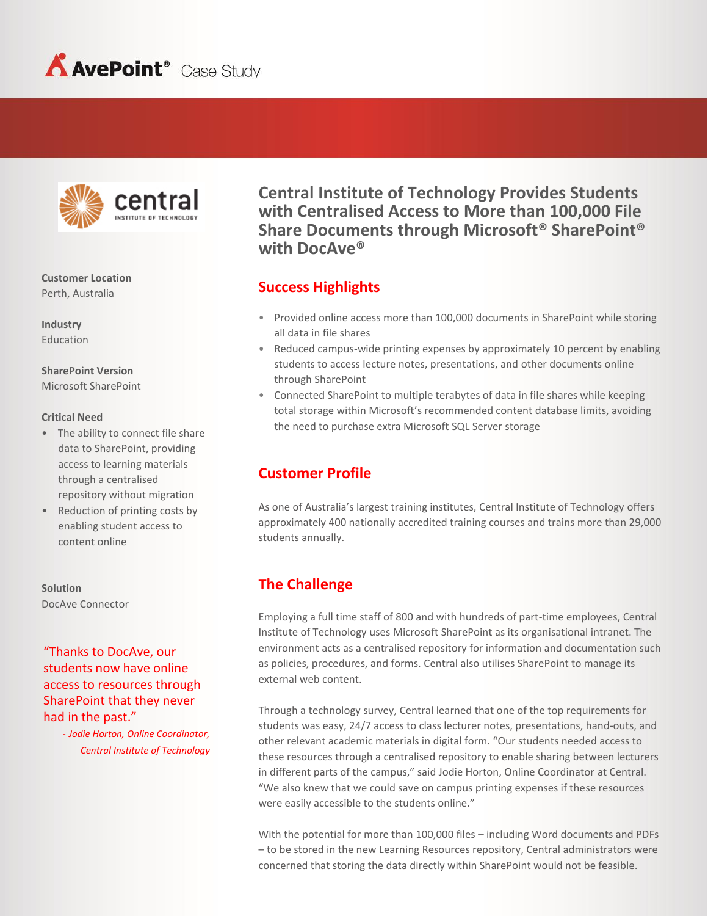AvePoint® Case Study

central INSTITUTE OF TECHNOLOGY

**Customer Location**
Perth, Australia

**Industry**
Education

**SharePoint Version**
Microsoft SharePoint

**Critical Need**
- The ability to connect file share data to SharePoint, providing access to learning materials through a centralised repository without migration
- Reduction of printing costs by enabling student access to content online

**Solution**
DocAve Connector

"Thanks to DocAve, our students now have online access to resources through SharePoint that they never had in the past."
*- Jodie Horton, Online Coordinator, Central Institute of Technology*

# Central Institute of Technology Provides Students with Centralised Access to More than 100,000 File Share Documents through Microsoft® SharePoint® with DocAve®

## Success Highlights

- Provided online access more than 100,000 documents in SharePoint while storing all data in file shares
- Reduced campus-wide printing expenses by approximately 10 percent by enabling students to access lecture notes, presentations, and other documents online through SharePoint
- Connected SharePoint to multiple terabytes of data in file shares while keeping total storage within Microsoft's recommended content database limits, avoiding the need to purchase extra Microsoft SQL Server storage

## Customer Profile

As one of Australia's largest training institutes, Central Institute of Technology offers approximately 400 nationally accredited training courses and trains more than 29,000 students annually.

## The Challenge

Employing a full time staff of 800 and with hundreds of part-time employees, Central Institute of Technology uses Microsoft SharePoint as its organisational intranet. The environment acts as a centralised repository for information and documentation such as policies, procedures, and forms. Central also utilises SharePoint to manage its external web content.

Through a technology survey, Central learned that one of the top requirements for students was easy, 24/7 access to class lecturer notes, presentations, hand-outs, and other relevant academic materials in digital form. "Our students needed access to these resources through a centralised repository to enable sharing between lecturers in different parts of the campus," said Jodie Horton, Online Coordinator at Central. "We also knew that we could save on campus printing expenses if these resources were easily accessible to the students online."

With the potential for more than 100,000 files – including Word documents and PDFs – to be stored in the new Learning Resources repository, Central administrators were concerned that storing the data directly within SharePoint would not be feasible.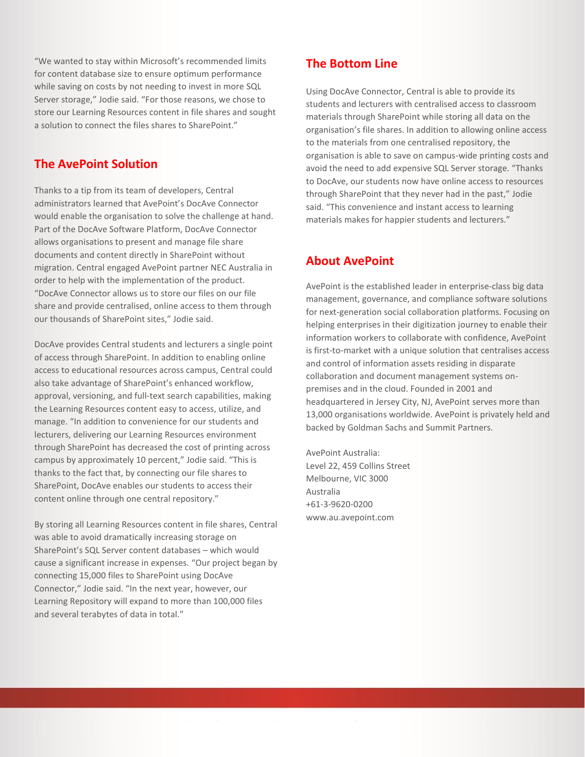"We wanted to stay within Microsoft's recommended limits for content database size to ensure optimum performance while saving on costs by not needing to invest in more SQL Server storage," Jodie said. "For those reasons, we chose to store our Learning Resources content in file shares and sought a solution to connect the files shares to SharePoint."

## The AvePoint Solution

Thanks to a tip from its team of developers, Central administrators learned that AvePoint's DocAve Connector would enable the organisation to solve the challenge at hand. Part of the DocAve Software Platform, DocAve Connector allows organisations to present and manage file share documents and content directly in SharePoint without migration. Central engaged AvePoint partner NEC Australia in order to help with the implementation of the product. "DocAve Connector allows us to store our files on our file share and provide centralised, online access to them through our thousands of SharePoint sites," Jodie said.

DocAve provides Central students and lecturers a single point of access through SharePoint. In addition to enabling online access to educational resources across campus, Central could also take advantage of SharePoint's enhanced workflow, approval, versioning, and full-text search capabilities, making the Learning Resources content easy to access, utilize, and manage. "In addition to convenience for our students and lecturers, delivering our Learning Resources environment through SharePoint has decreased the cost of printing across campus by approximately 10 percent," Jodie said. "This is thanks to the fact that, by connecting our file shares to SharePoint, DocAve enables our students to access their content online through one central repository."

By storing all Learning Resources content in file shares, Central was able to avoid dramatically increasing storage on SharePoint's SQL Server content databases – which would cause a significant increase in expenses. "Our project began by connecting 15,000 files to SharePoint using DocAve Connector," Jodie said. "In the next year, however, our Learning Repository will expand to more than 100,000 files and several terabytes of data in total."

## The Bottom Line

Using DocAve Connector, Central is able to provide its students and lecturers with centralised access to classroom materials through SharePoint while storing all data on the organisation's file shares. In addition to allowing online access to the materials from one centralised repository, the organisation is able to save on campus-wide printing costs and avoid the need to add expensive SQL Server storage. "Thanks to DocAve, our students now have online access to resources through SharePoint that they never had in the past," Jodie said. "This convenience and instant access to learning materials makes for happier students and lecturers."

## About AvePoint

AvePoint is the established leader in enterprise-class big data management, governance, and compliance software solutions for next-generation social collaboration platforms. Focusing on helping enterprises in their digitization journey to enable their information workers to collaborate with confidence, AvePoint is first-to-market with a unique solution that centralises access and control of information assets residing in disparate collaboration and document management systems on-premises and in the cloud. Founded in 2001 and headquartered in Jersey City, NJ, AvePoint serves more than 13,000 organisations worldwide. AvePoint is privately held and backed by Goldman Sachs and Summit Partners.

AvePoint Australia:
Level 22, 459 Collins Street
Melbourne, VIC 3000
Australia
+61-3-9620-0200
www.au.avepoint.com